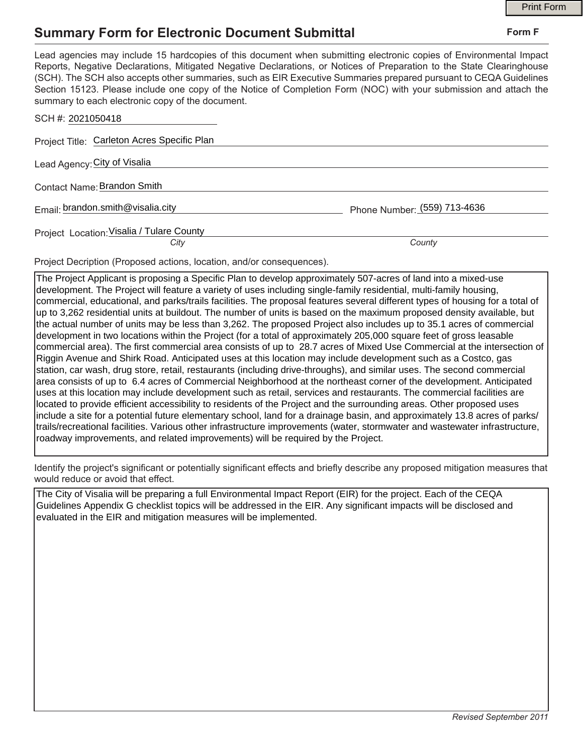# Summary Form for Electronic Document Submittal

**Form F**

Lead agencies may include 15 hardcopies of this document when submitting electronic copies of Environmental Impact Reports, Negative Declarations, Mitigated Negative Declarations, or Notices of Preparation to the State Clearinghouse (SCH). The SCH also accepts other summaries, such as EIR Executive Summaries prepared pursuant to CEQA Guidelines Section 15123. Please include one copy of the Notice of Completion Form (NOC) with your submission and attach the summary to each electronic copy of the document.

SCH #: 2021050418

Project Title: Carleton Acres Specific Plan

Lead Agency: City of Visalia

Contact Name: Brandon Smith

Email: brandon.smith@visalia.city    Phone Number: (559) 713-4636

Project Location: Visalia / Tulare County

*City*    *County*

Project Decription (Proposed actions, location, and/or consequences).

The Project Applicant is proposing a Specific Plan to develop approximately 507-acres of land into a mixed-use development. The Project will feature a variety of uses including single-family residential, multi-family housing, commercial, educational, and parks/trails facilities. The proposal features several different types of housing for a total of up to 3,262 residential units at buildout. The number of units is based on the maximum proposed density available, but the actual number of units may be less than 3,262. The proposed Project also includes up to 35.1 acres of commercial development in two locations within the Project (for a total of approximately 205,000 square feet of gross leasable commercial area). The first commercial area consists of up to 28.7 acres of Mixed Use Commercial at the intersection of Riggin Avenue and Shirk Road. Anticipated uses at this location may include development such as a Costco, gas station, car wash, drug store, retail, restaurants (including drive-throughs), and similar uses. The second commercial area consists of up to 6.4 acres of Commercial Neighborhood at the northeast corner of the development. Anticipated uses at this location may include development such as retail, services and restaurants. The commercial facilities are located to provide efficient accessibility to residents of the Project and the surrounding areas. Other proposed uses include a site for a potential future elementary school, land for a drainage basin, and approximately 13.8 acres of parks/trails/recreational facilities. Various other infrastructure improvements (water, stormwater and wastewater infrastructure, roadway improvements, and related improvements) will be required by the Project.

Identify the project's significant or potentially significant effects and briefly describe any proposed mitigation measures that would reduce or avoid that effect.

The City of Visalia will be preparing a full Environmental Impact Report (EIR) for the project. Each of the CEQA Guidelines Appendix G checklist topics will be addressed in the EIR. Any significant impacts will be disclosed and evaluated in the EIR and mitigation measures will be implemented.

*Revised September 2011*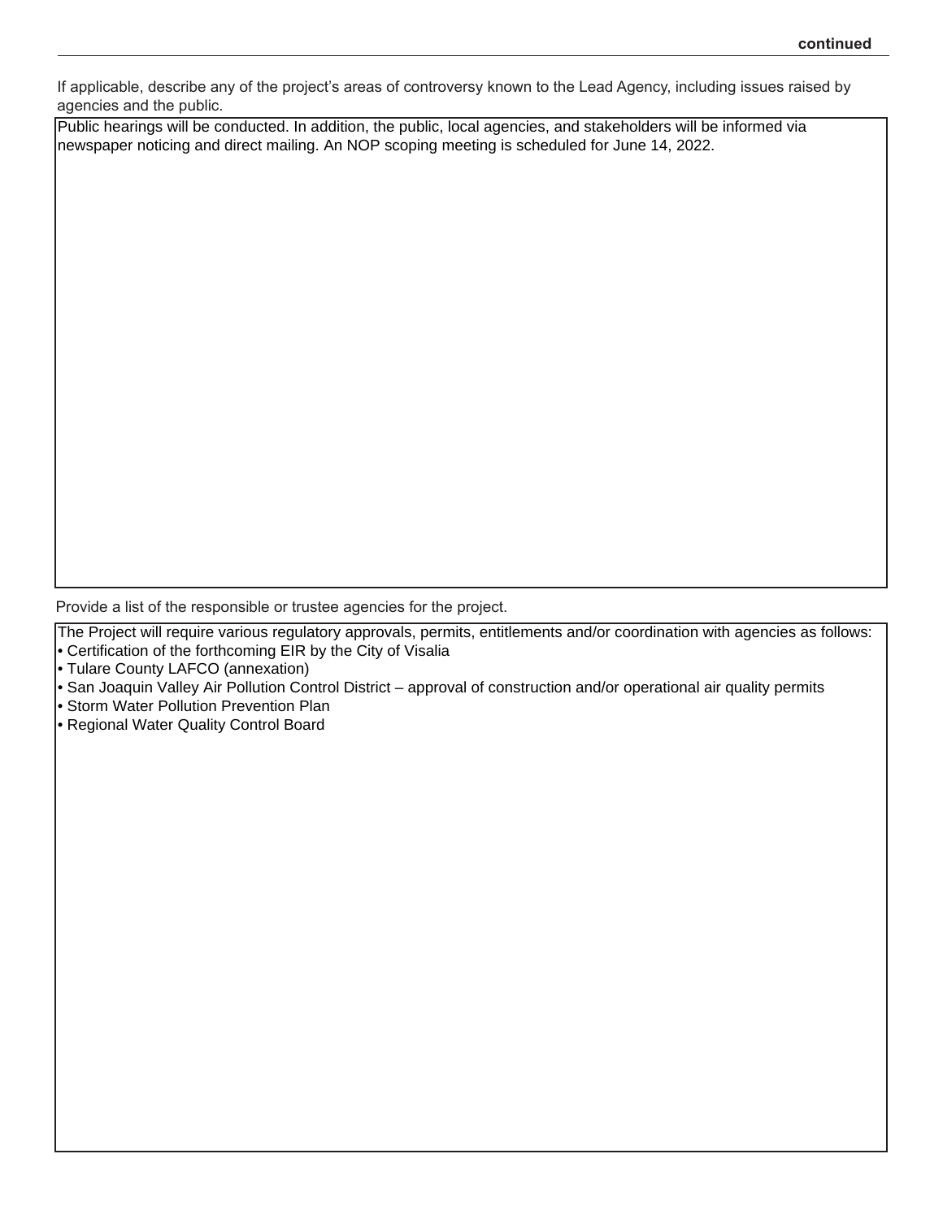**continued**

If applicable, describe any of the project's areas of controversy known to the Lead Agency, including issues raised by agencies and the public.

Public hearings will be conducted. In addition, the public, local agencies, and stakeholders will be informed via newspaper noticing and direct mailing. An NOP scoping meeting is scheduled for June 14, 2022.

Provide a list of the responsible or trustee agencies for the project.

The Project will require various regulatory approvals, permits, entitlements and/or coordination with agencies as follows:

- Certification of the forthcoming EIR by the City of Visalia
- Tulare County LAFCO (annexation)
- San Joaquin Valley Air Pollution Control District – approval of construction and/or operational air quality permits
- Storm Water Pollution Prevention Plan
- Regional Water Quality Control Board